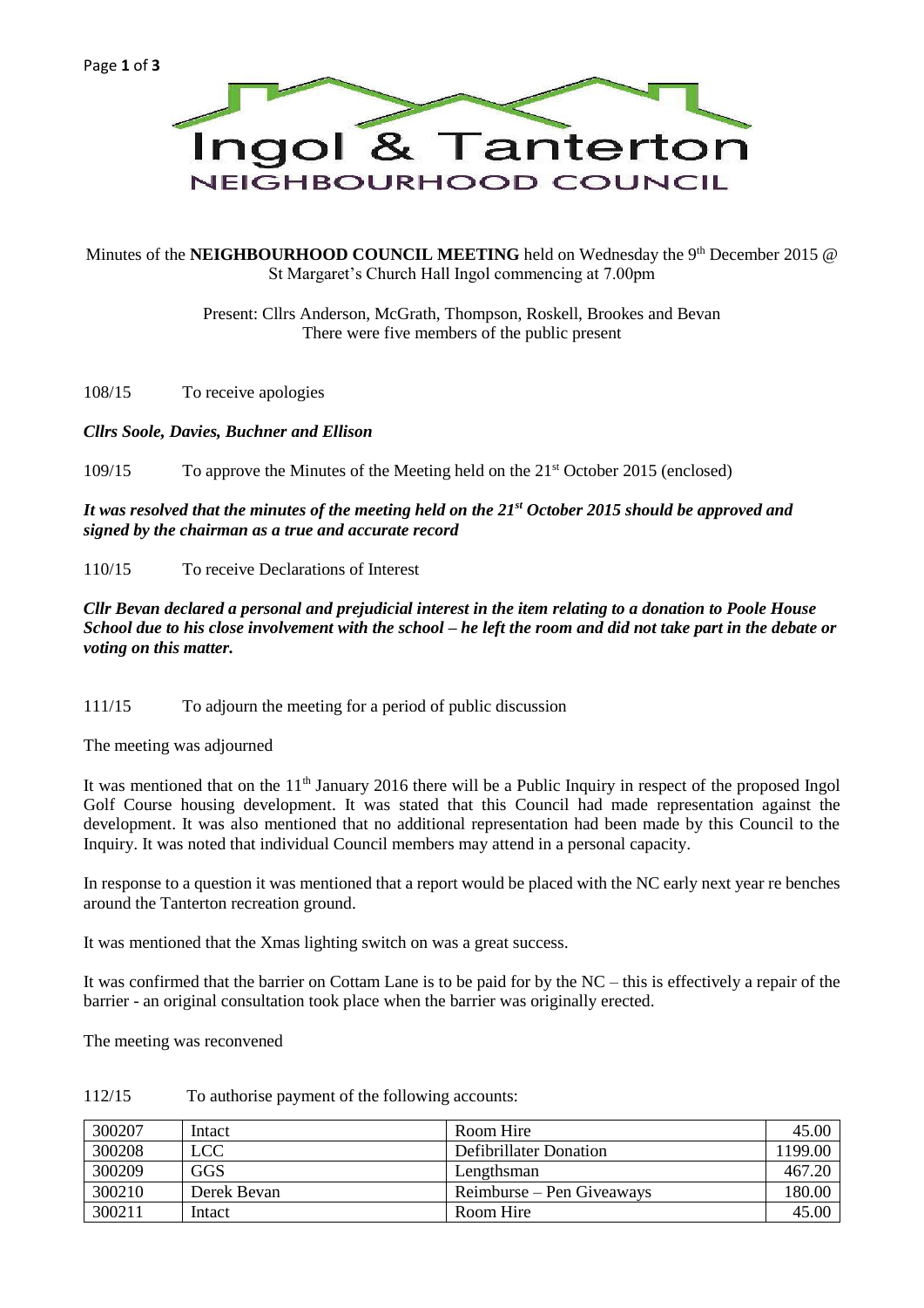# Ingol & Tanterton

## NEIGHBOURHOOD COUNCIL

Minutes of the **NEIGHBOURHOOD COUNCIL MEETING** held on Wednesday the 9th December 2015 @ St Margaret's Church Hall Ingol commencing at 7.00pm

Present: Cllrs Anderson, McGrath, Thompson, Roskell, Brookes and Bevan
There were five members of the public present

108/15 To receive apologies

***Cllrs Soole, Davies, Buchner and Ellison***

109/15 To approve the Minutes of the Meeting held on the 21st October 2015 (enclosed)

***It was resolved that the minutes of the meeting held on the 21st October 2015 should be approved and signed by the chairman as a true and accurate record***

110/15 To receive Declarations of Interest

***Cllr Bevan declared a personal and prejudicial interest in the item relating to a donation to Poole House School due to his close involvement with the school – he left the room and did not take part in the debate or voting on this matter.***

111/15 To adjourn the meeting for a period of public discussion

The meeting was adjourned

It was mentioned that on the 11th January 2016 there will be a Public Inquiry in respect of the proposed Ingol Golf Course housing development. It was stated that this Council had made representation against the development. It was also mentioned that no additional representation had been made by this Council to the Inquiry. It was noted that individual Council members may attend in a personal capacity.

In response to a question it was mentioned that a report would be placed with the NC early next year re benches around the Tanterton recreation ground.

It was mentioned that the Xmas lighting switch on was a great success.

It was confirmed that the barrier on Cottam Lane is to be paid for by the NC – this is effectively a repair of the barrier - an original consultation took place when the barrier was originally erected.

The meeting was reconvened

112/15 To authorise payment of the following accounts:

| | | | |
|---|---|---|---|
| 300207 | Intact | Room Hire | 45.00 |
| 300208 | LCC | Defibrillater Donation | 1199.00 |
| 300209 | GGS | Lengthsman | 467.20 |
| 300210 | Derek Bevan | Reimburse – Pen Giveaways | 180.00 |
| 300211 | Intact | Room Hire | 45.00 |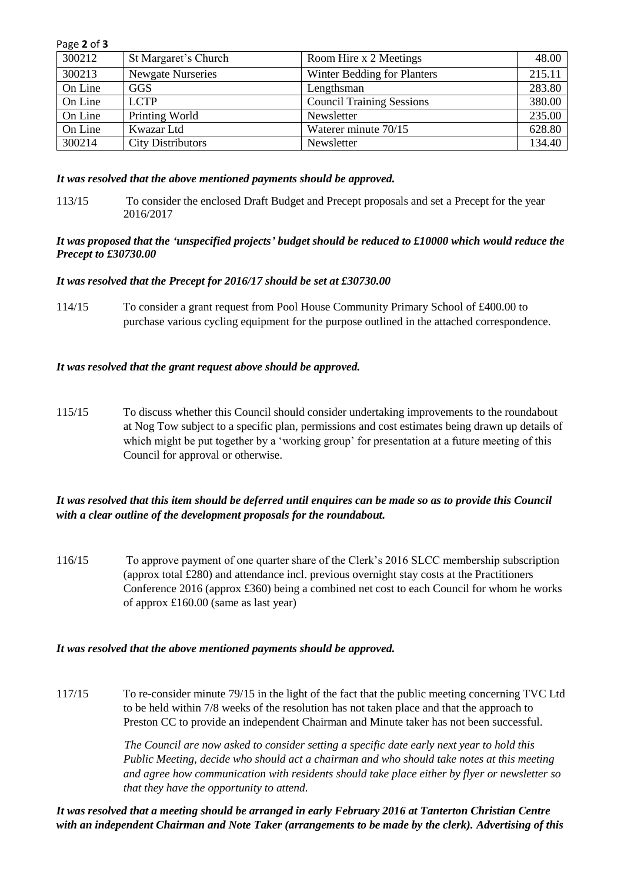| | | | |
|---|---|---|---|
| 300212 | St Margaret's Church | Room Hire x 2 Meetings | 48.00 |
| 300213 | Newgate Nurseries | Winter Bedding for Planters | 215.11 |
| On Line | GGS | Lengthsman | 283.80 |
| On Line | LCTP | Council Training Sessions | 380.00 |
| On Line | Printing World | Newsletter | 235.00 |
| On Line | Kwazar Ltd | Waterer minute 70/15 | 628.80 |
| 300214 | City Distributors | Newsletter | 134.40 |

***It was resolved that the above mentioned payments should be approved.***

113/15 To consider the enclosed Draft Budget and Precept proposals and set a Precept for the year 2016/2017

***It was proposed that the 'unspecified projects' budget should be reduced to £10000 which would reduce the Precept to £30730.00***

***It was resolved that the Precept for 2016/17 should be set at £30730.00***

114/15 To consider a grant request from Pool House Community Primary School of £400.00 to purchase various cycling equipment for the purpose outlined in the attached correspondence.

***It was resolved that the grant request above should be approved.***

115/15 To discuss whether this Council should consider undertaking improvements to the roundabout at Nog Tow subject to a specific plan, permissions and cost estimates being drawn up details of which might be put together by a 'working group' for presentation at a future meeting of this Council for approval or otherwise.

***It was resolved that this item should be deferred until enquires can be made so as to provide this Council with a clear outline of the development proposals for the roundabout.***

116/15 To approve payment of one quarter share of the Clerk's 2016 SLCC membership subscription (approx total £280) and attendance incl. previous overnight stay costs at the Practitioners Conference 2016 (approx £360) being a combined net cost to each Council for whom he works of approx £160.00 (same as last year)

***It was resolved that the above mentioned payments should be approved.***

117/15 To re-consider minute 79/15 in the light of the fact that the public meeting concerning TVC Ltd to be held within 7/8 weeks of the resolution has not taken place and that the approach to Preston CC to provide an independent Chairman and Minute taker has not been successful.

*The Council are now asked to consider setting a specific date early next year to hold this Public Meeting, decide who should act a chairman and who should take notes at this meeting and agree how communication with residents should take place either by flyer or newsletter so that they have the opportunity to attend.*

***It was resolved that a meeting should be arranged in early February 2016 at Tanterton Christian Centre with an independent Chairman and Note Taker (arrangements to be made by the clerk). Advertising of this***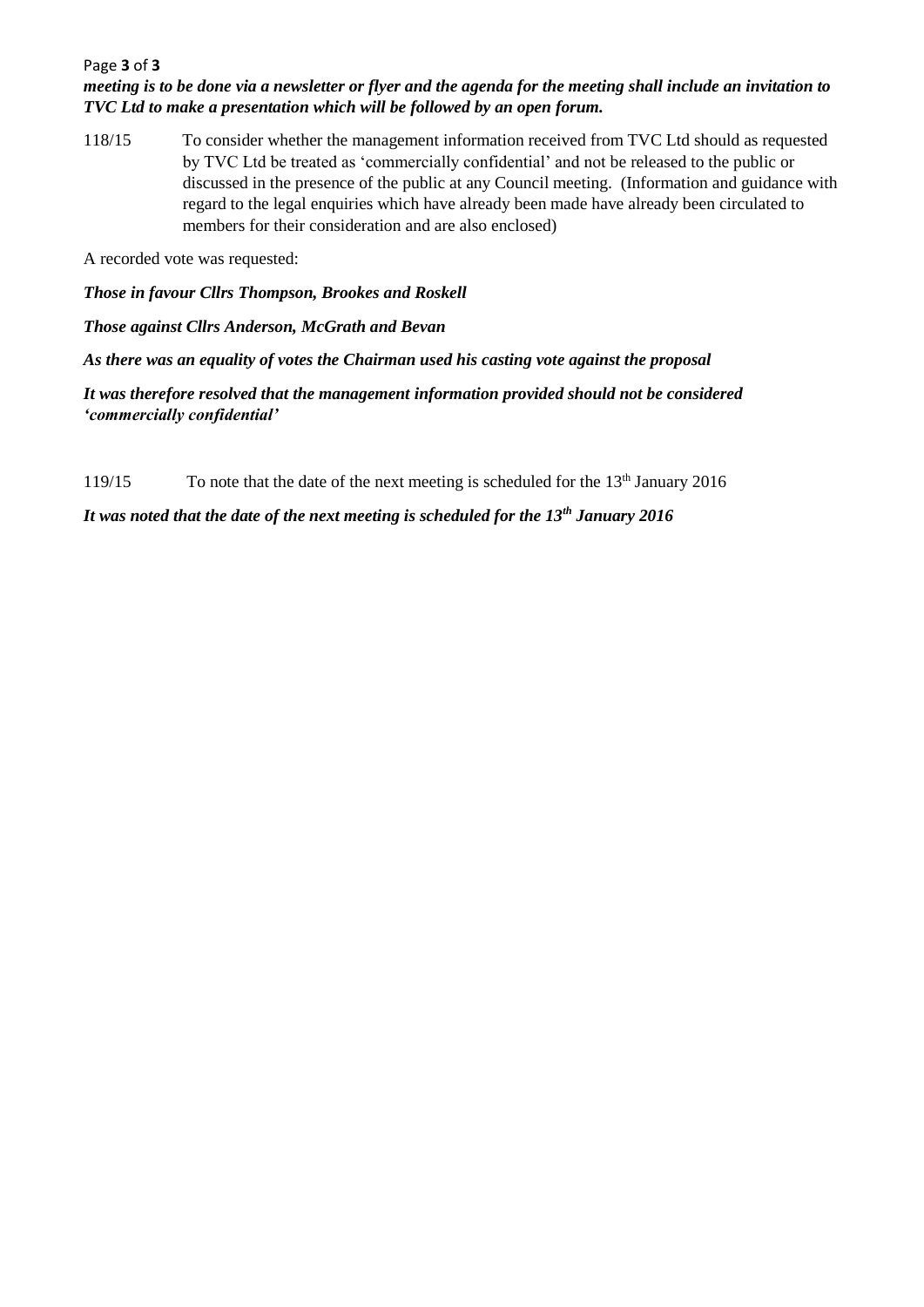***meeting is to be done via a newsletter or flyer and the agenda for the meeting shall include an invitation to TVC Ltd to make a presentation which will be followed by an open forum.***

118/15 To consider whether the management information received from TVC Ltd should as requested by TVC Ltd be treated as 'commercially confidential' and not be released to the public or discussed in the presence of the public at any Council meeting. (Information and guidance with regard to the legal enquiries which have already been made have already been circulated to members for their consideration and are also enclosed)

A recorded vote was requested:

***Those in favour Cllrs Thompson, Brookes and Roskell***

***Those against Cllrs Anderson, McGrath and Bevan***

***As there was an equality of votes the Chairman used his casting vote against the proposal***

***It was therefore resolved that the management information provided should not be considered 'commercially confidential'***

119/15 To note that the date of the next meeting is scheduled for the 13th January 2016

***It was noted that the date of the next meeting is scheduled for the 13th January 2016***